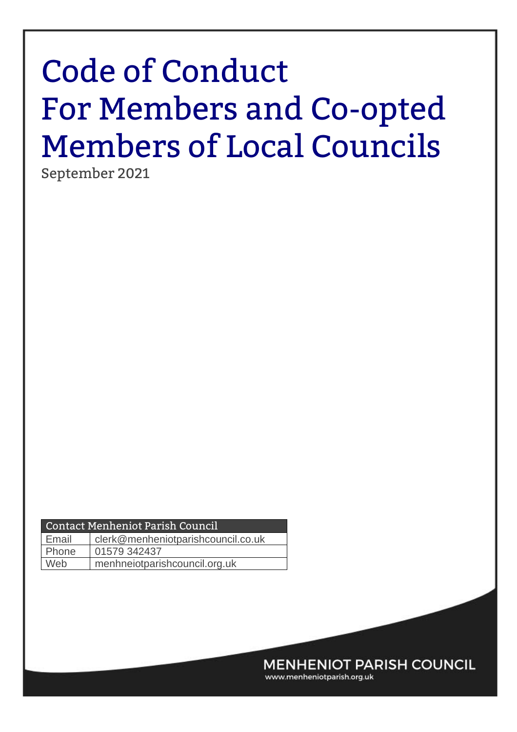# Code of Conduct For Members and Co-opted Members of Local Councils

September 2021

| Contact Menheniot Parish Council | |
|---|---|
| Email | clerk@menheniotparishcouncil.co.uk |
| Phone | 01579 342437 |
| Web | menhneiotparishcouncil.org.uk |

MENHENIOT PARISH COUNCIL

www.menheniotparish.org.uk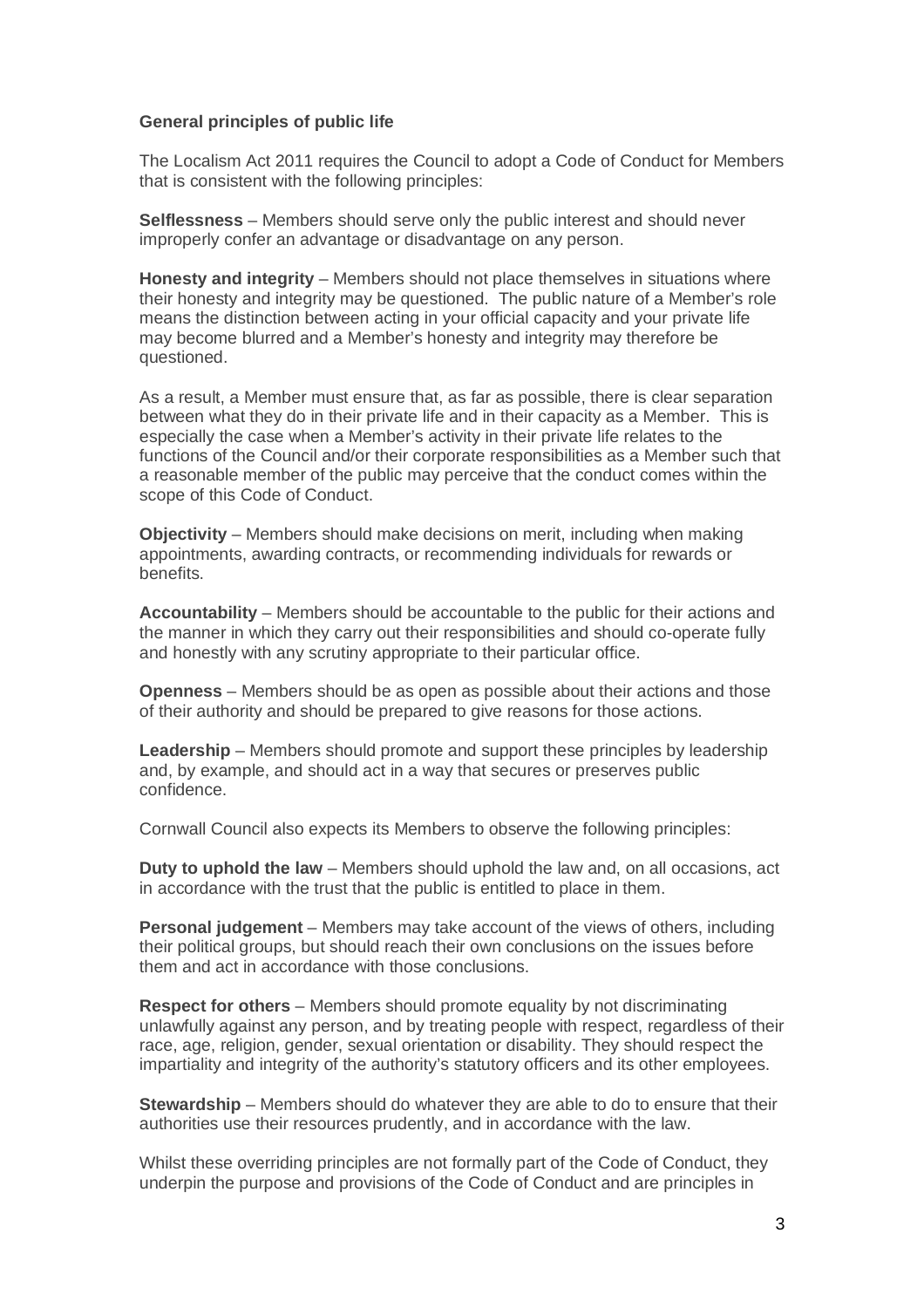**General principles of public life**

The Localism Act 2011 requires the Council to adopt a Code of Conduct for Members that is consistent with the following principles:

**Selflessness** – Members should serve only the public interest and should never improperly confer an advantage or disadvantage on any person.

**Honesty and integrity** – Members should not place themselves in situations where their honesty and integrity may be questioned. The public nature of a Member's role means the distinction between acting in your official capacity and your private life may become blurred and a Member's honesty and integrity may therefore be questioned.

As a result, a Member must ensure that, as far as possible, there is clear separation between what they do in their private life and in their capacity as a Member. This is especially the case when a Member's activity in their private life relates to the functions of the Council and/or their corporate responsibilities as a Member such that a reasonable member of the public may perceive that the conduct comes within the scope of this Code of Conduct.

**Objectivity** – Members should make decisions on merit, including when making appointments, awarding contracts, or recommending individuals for rewards or benefits.

**Accountability** – Members should be accountable to the public for their actions and the manner in which they carry out their responsibilities and should co-operate fully and honestly with any scrutiny appropriate to their particular office.

**Openness** – Members should be as open as possible about their actions and those of their authority and should be prepared to give reasons for those actions.

**Leadership** – Members should promote and support these principles by leadership and, by example, and should act in a way that secures or preserves public confidence.

Cornwall Council also expects its Members to observe the following principles:

**Duty to uphold the law** – Members should uphold the law and, on all occasions, act in accordance with the trust that the public is entitled to place in them.

**Personal judgement** – Members may take account of the views of others, including their political groups, but should reach their own conclusions on the issues before them and act in accordance with those conclusions.

**Respect for others** – Members should promote equality by not discriminating unlawfully against any person, and by treating people with respect, regardless of their race, age, religion, gender, sexual orientation or disability. They should respect the impartiality and integrity of the authority's statutory officers and its other employees.

**Stewardship** – Members should do whatever they are able to do to ensure that their authorities use their resources prudently, and in accordance with the law.

Whilst these overriding principles are not formally part of the Code of Conduct, they underpin the purpose and provisions of the Code of Conduct and are principles in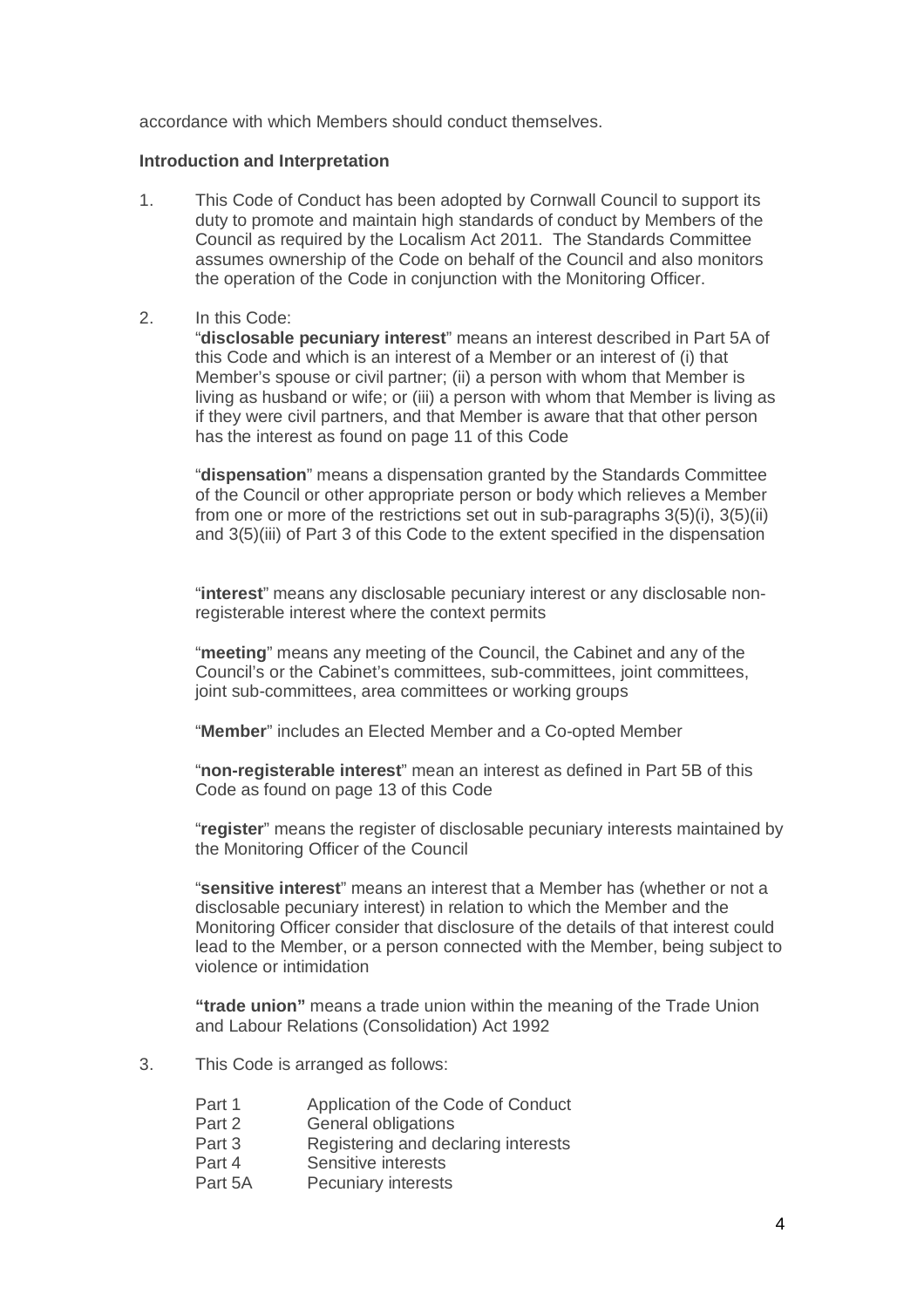accordance with which Members should conduct themselves.

**Introduction and Interpretation**

1. This Code of Conduct has been adopted by Cornwall Council to support its duty to promote and maintain high standards of conduct by Members of the Council as required by the Localism Act 2011. The Standards Committee assumes ownership of the Code on behalf of the Council and also monitors the operation of the Code in conjunction with the Monitoring Officer.

2. In this Code:
   "**disclosable pecuniary interest**" means an interest described in Part 5A of this Code and which is an interest of a Member or an interest of (i) that Member's spouse or civil partner; (ii) a person with whom that Member is living as husband or wife; or (iii) a person with whom that Member is living as if they were civil partners, and that Member is aware that that other person has the interest as found on page 11 of this Code

   "**dispensation**" means a dispensation granted by the Standards Committee of the Council or other appropriate person or body which relieves a Member from one or more of the restrictions set out in sub-paragraphs 3(5)(i), 3(5)(ii) and 3(5)(iii) of Part 3 of this Code to the extent specified in the dispensation

   "**interest**" means any disclosable pecuniary interest or any disclosable non-registerable interest where the context permits

   "**meeting**" means any meeting of the Council, the Cabinet and any of the Council's or the Cabinet's committees, sub-committees, joint committees, joint sub-committees, area committees or working groups

   "**Member**" includes an Elected Member and a Co-opted Member

   "**non-registerable interest**" mean an interest as defined in Part 5B of this Code as found on page 13 of this Code

   "**register**" means the register of disclosable pecuniary interests maintained by the Monitoring Officer of the Council

   "**sensitive interest**" means an interest that a Member has (whether or not a disclosable pecuniary interest) in relation to which the Member and the Monitoring Officer consider that disclosure of the details of that interest could lead to the Member, or a person connected with the Member, being subject to violence or intimidation

   **"trade union"** means a trade union within the meaning of the Trade Union and Labour Relations (Consolidation) Act 1992

3. This Code is arranged as follows:

   | | |
   |---|---|
   | Part 1 | Application of the Code of Conduct |
   | Part 2 | General obligations |
   | Part 3 | Registering and declaring interests |
   | Part 4 | Sensitive interests |
   | Part 5A | Pecuniary interests |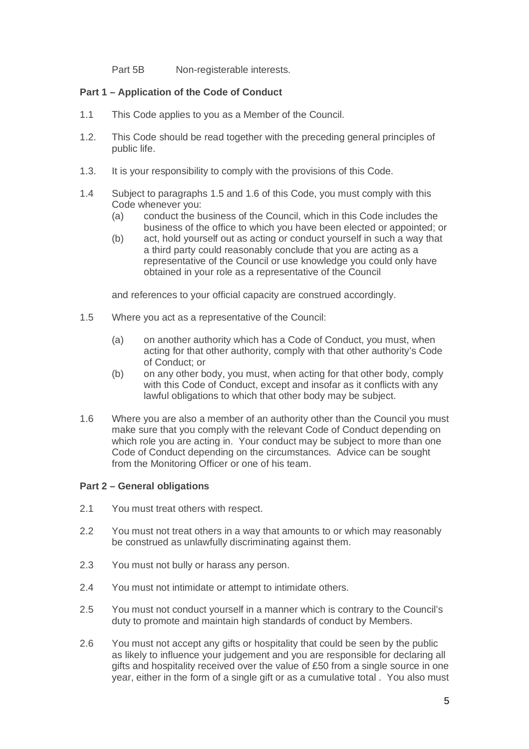Part 5B Non-registerable interests.

**Part 1 – Application of the Code of Conduct**

1.1 This Code applies to you as a Member of the Council.

1.2. This Code should be read together with the preceding general principles of public life.

1.3. It is your responsibility to comply with the provisions of this Code.

1.4 Subject to paragraphs 1.5 and 1.6 of this Code, you must comply with this Code whenever you:

  (a) conduct the business of the Council, which in this Code includes the business of the office to which you have been elected or appointed; or

  (b) act, hold yourself out as acting or conduct yourself in such a way that a third party could reasonably conclude that you are acting as a representative of the Council or use knowledge you could only have obtained in your role as a representative of the Council

and references to your official capacity are construed accordingly.

1.5 Where you act as a representative of the Council:

  (a) on another authority which has a Code of Conduct, you must, when acting for that other authority, comply with that other authority's Code of Conduct; or

  (b) on any other body, you must, when acting for that other body, comply with this Code of Conduct, except and insofar as it conflicts with any lawful obligations to which that other body may be subject.

1.6 Where you are also a member of an authority other than the Council you must make sure that you comply with the relevant Code of Conduct depending on which role you are acting in. Your conduct may be subject to more than one Code of Conduct depending on the circumstances. Advice can be sought from the Monitoring Officer or one of his team.

**Part 2 – General obligations**

2.1 You must treat others with respect.

2.2 You must not treat others in a way that amounts to or which may reasonably be construed as unlawfully discriminating against them.

2.3 You must not bully or harass any person.

2.4 You must not intimidate or attempt to intimidate others.

2.5 You must not conduct yourself in a manner which is contrary to the Council's duty to promote and maintain high standards of conduct by Members.

2.6 You must not accept any gifts or hospitality that could be seen by the public as likely to influence your judgement and you are responsible for declaring all gifts and hospitality received over the value of £50 from a single source in one year, either in the form of a single gift or as a cumulative total . You also must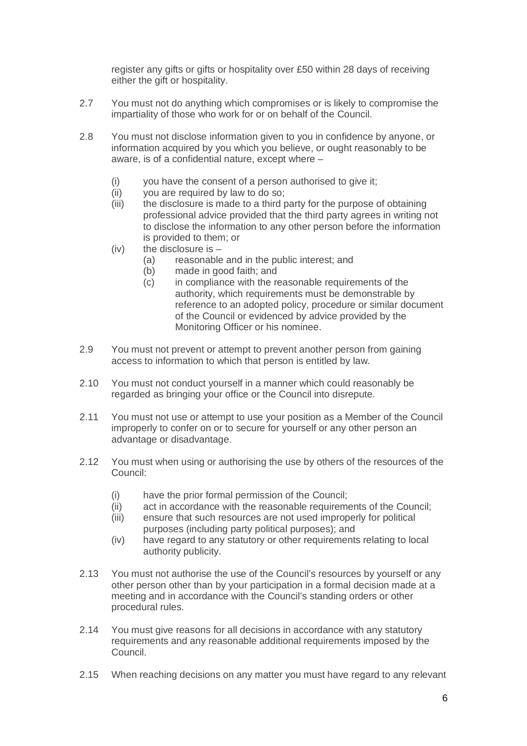register any gifts or gifts or hospitality over £50 within 28 days of receiving either the gift or hospitality.

2.7 You must not do anything which compromises or is likely to compromise the impartiality of those who work for or on behalf of the Council.

2.8 You must not disclose information given to you in confidence by anyone, or information acquired by you which you believe, or ought reasonably to be aware, is of a confidential nature, except where –

- (i) you have the consent of a person authorised to give it;
- (ii) you are required by law to do so;
- (iii) the disclosure is made to a third party for the purpose of obtaining professional advice provided that the third party agrees in writing not to disclose the information to any other person before the information is provided to them; or
- (iv) the disclosure is –
  - (a) reasonable and in the public interest; and
  - (b) made in good faith; and
  - (c) in compliance with the reasonable requirements of the authority, which requirements must be demonstrable by reference to an adopted policy, procedure or similar document of the Council or evidenced by advice provided by the Monitoring Officer or his nominee.

2.9 You must not prevent or attempt to prevent another person from gaining access to information to which that person is entitled by law.

2.10 You must not conduct yourself in a manner which could reasonably be regarded as bringing your office or the Council into disrepute.

2.11 You must not use or attempt to use your position as a Member of the Council improperly to confer on or to secure for yourself or any other person an advantage or disadvantage.

2.12 You must when using or authorising the use by others of the resources of the Council:

- (i) have the prior formal permission of the Council;
- (ii) act in accordance with the reasonable requirements of the Council;
- (iii) ensure that such resources are not used improperly for political purposes (including party political purposes); and
- (iv) have regard to any statutory or other requirements relating to local authority publicity.

2.13 You must not authorise the use of the Council's resources by yourself or any other person other than by your participation in a formal decision made at a meeting and in accordance with the Council's standing orders or other procedural rules.

2.14 You must give reasons for all decisions in accordance with any statutory requirements and any reasonable additional requirements imposed by the Council.

2.15 When reaching decisions on any matter you must have regard to any relevant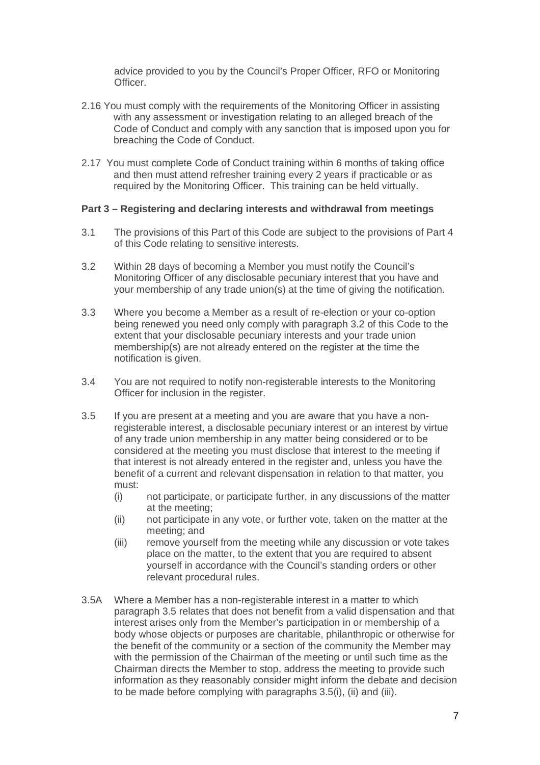advice provided to you by the Council's Proper Officer, RFO or Monitoring Officer.

2.16 You must comply with the requirements of the Monitoring Officer in assisting with any assessment or investigation relating to an alleged breach of the Code of Conduct and comply with any sanction that is imposed upon you for breaching the Code of Conduct.

2.17 You must complete Code of Conduct training within 6 months of taking office and then must attend refresher training every 2 years if practicable or as required by the Monitoring Officer. This training can be held virtually.

**Part 3 – Registering and declaring interests and withdrawal from meetings**

3.1 The provisions of this Part of this Code are subject to the provisions of Part 4 of this Code relating to sensitive interests.

3.2 Within 28 days of becoming a Member you must notify the Council's Monitoring Officer of any disclosable pecuniary interest that you have and your membership of any trade union(s) at the time of giving the notification.

3.3 Where you become a Member as a result of re-election or your co-option being renewed you need only comply with paragraph 3.2 of this Code to the extent that your disclosable pecuniary interests and your trade union membership(s) are not already entered on the register at the time the notification is given.

3.4 You are not required to notify non-registerable interests to the Monitoring Officer for inclusion in the register.

3.5 If you are present at a meeting and you are aware that you have a non-registerable interest, a disclosable pecuniary interest or an interest by virtue of any trade union membership in any matter being considered or to be considered at the meeting you must disclose that interest to the meeting if that interest is not already entered in the register and, unless you have the benefit of a current and relevant dispensation in relation to that matter, you must:

(i) not participate, or participate further, in any discussions of the matter at the meeting;

(ii) not participate in any vote, or further vote, taken on the matter at the meeting; and

(iii) remove yourself from the meeting while any discussion or vote takes place on the matter, to the extent that you are required to absent yourself in accordance with the Council's standing orders or other relevant procedural rules.

3.5A Where a Member has a non-registerable interest in a matter to which paragraph 3.5 relates that does not benefit from a valid dispensation and that interest arises only from the Member's participation in or membership of a body whose objects or purposes are charitable, philanthropic or otherwise for the benefit of the community or a section of the community the Member may with the permission of the Chairman of the meeting or until such time as the Chairman directs the Member to stop, address the meeting to provide such information as they reasonably consider might inform the debate and decision to be made before complying with paragraphs 3.5(i), (ii) and (iii).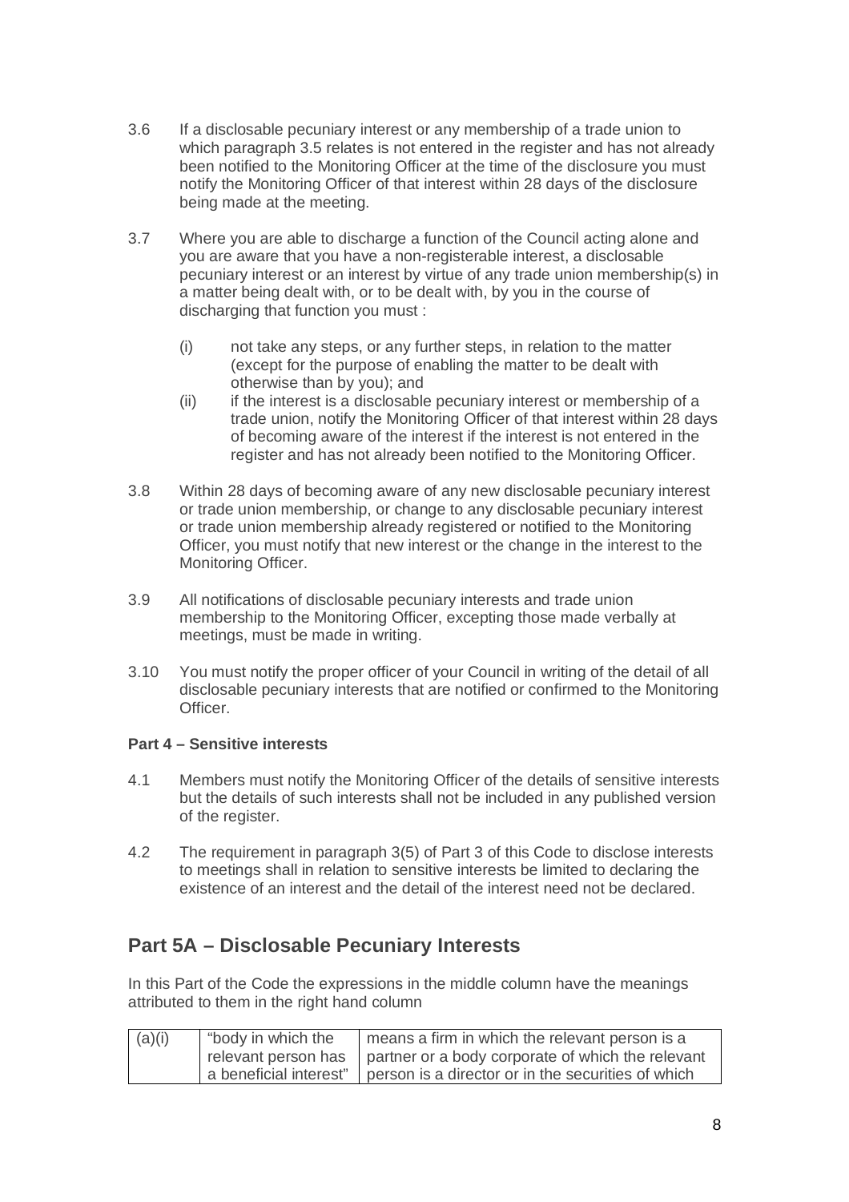3.6 If a disclosable pecuniary interest or any membership of a trade union to which paragraph 3.5 relates is not entered in the register and has not already been notified to the Monitoring Officer at the time of the disclosure you must notify the Monitoring Officer of that interest within 28 days of the disclosure being made at the meeting.

3.7 Where you are able to discharge a function of the Council acting alone and you are aware that you have a non-registerable interest, a disclosable pecuniary interest or an interest by virtue of any trade union membership(s) in a matter being dealt with, or to be dealt with, by you in the course of discharging that function you must :

(i) not take any steps, or any further steps, in relation to the matter (except for the purpose of enabling the matter to be dealt with otherwise than by you); and

(ii) if the interest is a disclosable pecuniary interest or membership of a trade union, notify the Monitoring Officer of that interest within 28 days of becoming aware of the interest if the interest is not entered in the register and has not already been notified to the Monitoring Officer.

3.8 Within 28 days of becoming aware of any new disclosable pecuniary interest or trade union membership, or change to any disclosable pecuniary interest or trade union membership already registered or notified to the Monitoring Officer, you must notify that new interest or the change in the interest to the Monitoring Officer.

3.9 All notifications of disclosable pecuniary interests and trade union membership to the Monitoring Officer, excepting those made verbally at meetings, must be made in writing.

3.10 You must notify the proper officer of your Council in writing of the detail of all disclosable pecuniary interests that are notified or confirmed to the Monitoring Officer.

**Part 4 – Sensitive interests**

4.1 Members must notify the Monitoring Officer of the details of sensitive interests but the details of such interests shall not be included in any published version of the register.

4.2 The requirement in paragraph 3(5) of Part 3 of this Code to disclose interests to meetings shall in relation to sensitive interests be limited to declaring the existence of an interest and the detail of the interest need not be declared.

## Part 5A – Disclosable Pecuniary Interests

In this Part of the Code the expressions in the middle column have the meanings attributed to them in the right hand column

| | | |
|---|---|---|
| (a)(i) | "body in which the relevant person has a beneficial interest" | means a firm in which the relevant person is a partner or a body corporate of which the relevant person is a director or in the securities of which |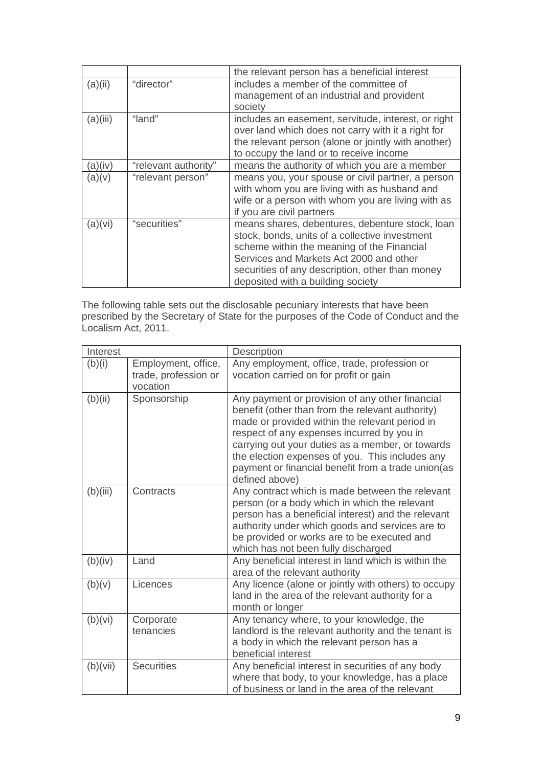| | | |
|---|---|---|
| | | the relevant person has a beneficial interest |
| (a)(ii) | "director" | includes a member of the committee of management of an industrial and provident society |
| (a)(iii) | "land" | includes an easement, servitude, interest, or right over land which does not carry with it a right for the relevant person (alone or jointly with another) to occupy the land or to receive income |
| (a)(iv) | "relevant authority" | means the authority of which you are a member |
| (a)(v) | "relevant person" | means you, your spouse or civil partner, a person with whom you are living with as husband and wife or a person with whom you are living with as if you are civil partners |
| (a)(vi) | "securities" | means shares, debentures, debenture stock, loan stock, bonds, units of a collective investment scheme within the meaning of the Financial Services and Markets Act 2000 and other securities of any description, other than money deposited with a building society |

The following table sets out the disclosable pecuniary interests that have been prescribed by the Secretary of State for the purposes of the Code of Conduct and the Localism Act, 2011.

| Interest | | Description |
|---|---|---|
| (b)(i) | Employment, office, trade, profession or vocation | Any employment, office, trade, profession or vocation carried on for profit or gain |
| (b)(ii) | Sponsorship | Any payment or provision of any other financial benefit (other than from the relevant authority) made or provided within the relevant period in respect of any expenses incurred by you in carrying out your duties as a member, or towards the election expenses of you. This includes any payment or financial benefit from a trade union(as defined above) |
| (b)(iii) | Contracts | Any contract which is made between the relevant person (or a body which in which the relevant person has a beneficial interest) and the relevant authority under which goods and services are to be provided or works are to be executed and which has not been fully discharged |
| (b)(iv) | Land | Any beneficial interest in land which is within the area of the relevant authority |
| (b)(v) | Licences | Any licence (alone or jointly with others) to occupy land in the area of the relevant authority for a month or longer |
| (b)(vi) | Corporate tenancies | Any tenancy where, to your knowledge, the landlord is the relevant authority and the tenant is a body in which the relevant person has a beneficial interest |
| (b)(vii) | Securities | Any beneficial interest in securities of any body where that body, to your knowledge, has a place of business or land in the area of the relevant |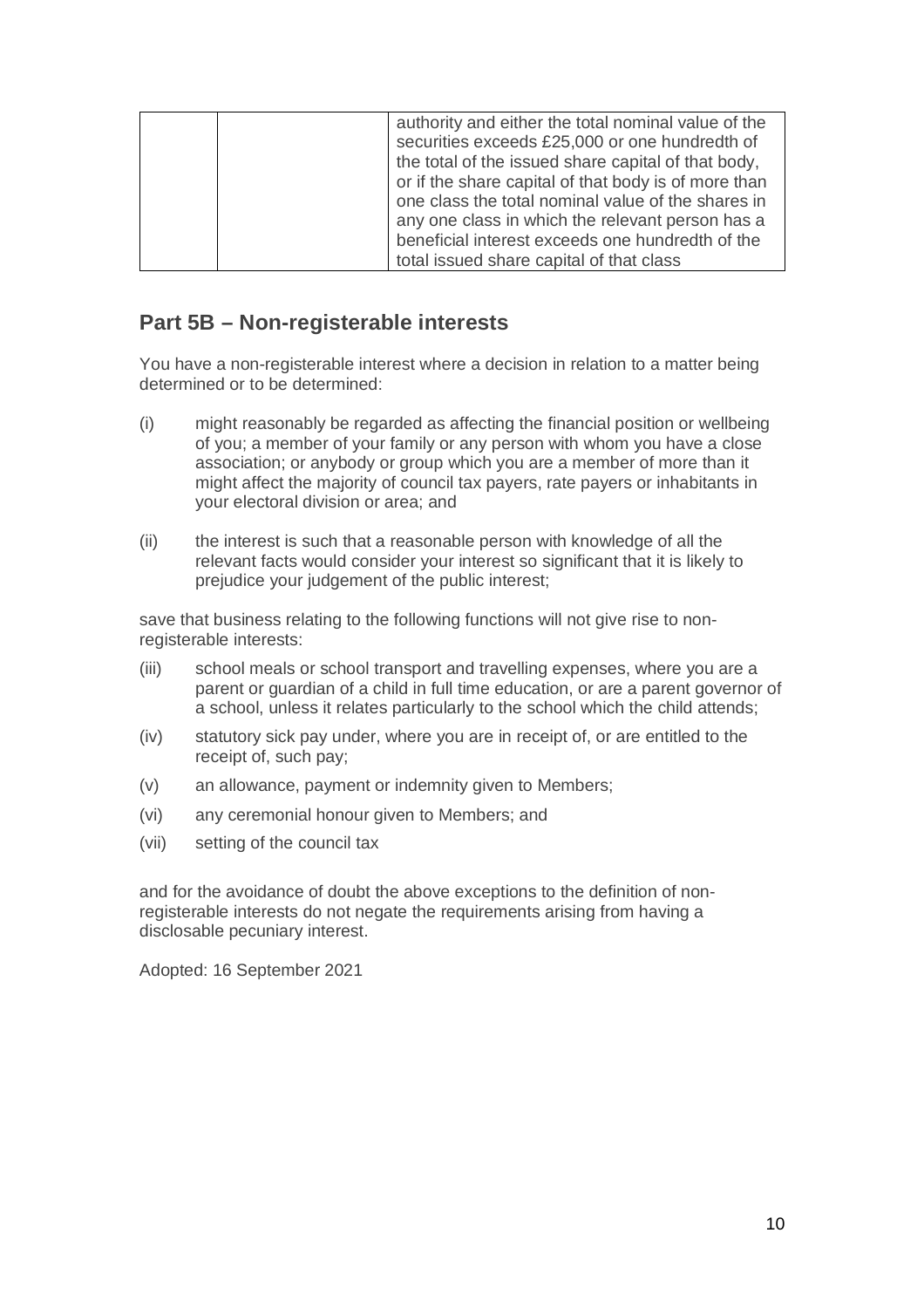| | | |
|---|---|---|
| | | authority and either the total nominal value of the securities exceeds £25,000 or one hundredth of the total of the issued share capital of that body, or if the share capital of that body is of more than one class the total nominal value of the shares in any one class in which the relevant person has a beneficial interest exceeds one hundredth of the total issued share capital of that class |

## Part 5B – Non-registerable interests

You have a non-registerable interest where a decision in relation to a matter being determined or to be determined:

(i) might reasonably be regarded as affecting the financial position or wellbeing of you; a member of your family or any person with whom you have a close association; or anybody or group which you are a member of more than it might affect the majority of council tax payers, rate payers or inhabitants in your electoral division or area; and

(ii) the interest is such that a reasonable person with knowledge of all the relevant facts would consider your interest so significant that it is likely to prejudice your judgement of the public interest;

save that business relating to the following functions will not give rise to non-registerable interests:

(iii) school meals or school transport and travelling expenses, where you are a parent or guardian of a child in full time education, or are a parent governor of a school, unless it relates particularly to the school which the child attends;

(iv) statutory sick pay under, where you are in receipt of, or are entitled to the receipt of, such pay;

(v) an allowance, payment or indemnity given to Members;

(vi) any ceremonial honour given to Members; and

(vii) setting of the council tax

and for the avoidance of doubt the above exceptions to the definition of non-registerable interests do not negate the requirements arising from having a disclosable pecuniary interest.

Adopted: 16 September 2021